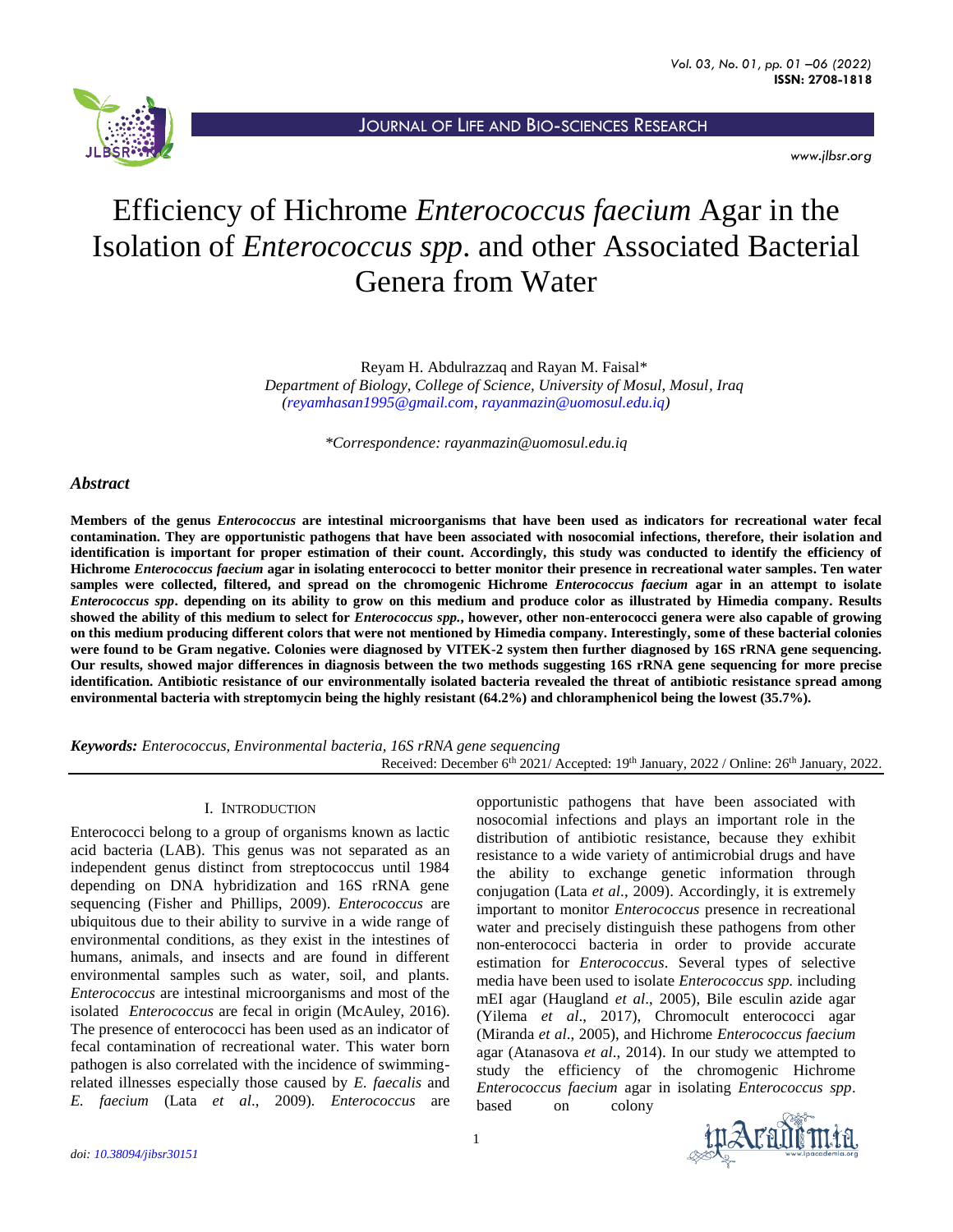# Efficiency of Hichrome *Enterococcus faecium* Agar in the Isolation of *Enterococcus spp.* and other Associated Bacterial Genera from Water

Reyam H. Abdulrazzaq and Rayan M. Faisal*

*Department of Biology, College of Science, University of Mosul, Mosul, Iraq*
*(reyamhasan1995@gmail.com, rayanmazin@uomosul.edu.iq)*

*\*Correspondence: rayanmazin@uomosul.edu.iq*

### *Abstract*

**Members of the genus *Enterococcus* are intestinal microorganisms that have been used as indicators for recreational water fecal contamination. They are opportunistic pathogens that have been associated with nosocomial infections, therefore, their isolation and identification is important for proper estimation of their count. Accordingly, this study was conducted to identify the efficiency of Hichrome *Enterococcus faecium* agar in isolating enterococci to better monitor their presence in recreational water samples. Ten water samples were collected, filtered, and spread on the chromogenic Hichrome *Enterococcus faecium* agar in an attempt to isolate *Enterococcus spp*. depending on its ability to grow on this medium and produce color as illustrated by Himedia company. Results showed the ability of this medium to select for *Enterococcus spp.*, however, other non-enterococci genera were also capable of growing on this medium producing different colors that were not mentioned by Himedia company. Interestingly, some of these bacterial colonies were found to be Gram negative. Colonies were diagnosed by VITEK-2 system then further diagnosed by 16S rRNA gene sequencing. Our results, showed major differences in diagnosis between the two methods suggesting 16S rRNA gene sequencing for more precise identification. Antibiotic resistance of our environmentally isolated bacteria revealed the threat of antibiotic resistance spread among environmental bacteria with streptomycin being the highly resistant (64.2%) and chloramphenicol being the lowest (35.7%).**

***Keywords:*** *Enterococcus, Environmental bacteria, 16S rRNA gene sequencing*

Received: December 6th 2021/ Accepted: 19th January, 2022 / Online: 26th January, 2022.

## I. Introduction

Enterococci belong to a group of organisms known as lactic acid bacteria (LAB). This genus was not separated as an independent genus distinct from streptococcus until 1984 depending on DNA hybridization and 16S rRNA gene sequencing (Fisher and Phillips, 2009). *Enterococcus* are ubiquitous due to their ability to survive in a wide range of environmental conditions, as they exist in the intestines of humans, animals, and insects and are found in different environmental samples such as water, soil, and plants. *Enterococcus* are intestinal microorganisms and most of the isolated *Enterococcus* are fecal in origin (McAuley, 2016). The presence of enterococci has been used as an indicator of fecal contamination of recreational water. This water born pathogen is also correlated with the incidence of swimming-related illnesses especially those caused by *E. faecalis* and *E. faecium* (Lata *et al*., 2009). *Enterococcus* are opportunistic pathogens that have been associated with nosocomial infections and plays an important role in the distribution of antibiotic resistance, because they exhibit resistance to a wide variety of antimicrobial drugs and have the ability to exchange genetic information through conjugation (Lata *et al*., 2009). Accordingly, it is extremely important to monitor *Enterococcus* presence in recreational water and precisely distinguish these pathogens from other non-enterococci bacteria in order to provide accurate estimation for *Enterococcus*. Several types of selective media have been used to isolate *Enterococcus spp.* including mEI agar (Haugland *et al*., 2005), Bile esculin azide agar (Yilema *et al*., 2017), Chromocult enterococci agar (Miranda *et al*., 2005), and Hichrome *Enterococcus faecium* agar (Atanasova *et al*., 2014). In our study we attempted to study the efficiency of the chromogenic Hichrome *Enterococcus faecium* agar in isolating *Enterococcus spp.* based on colony

doi: 10.38094/jlbsr30151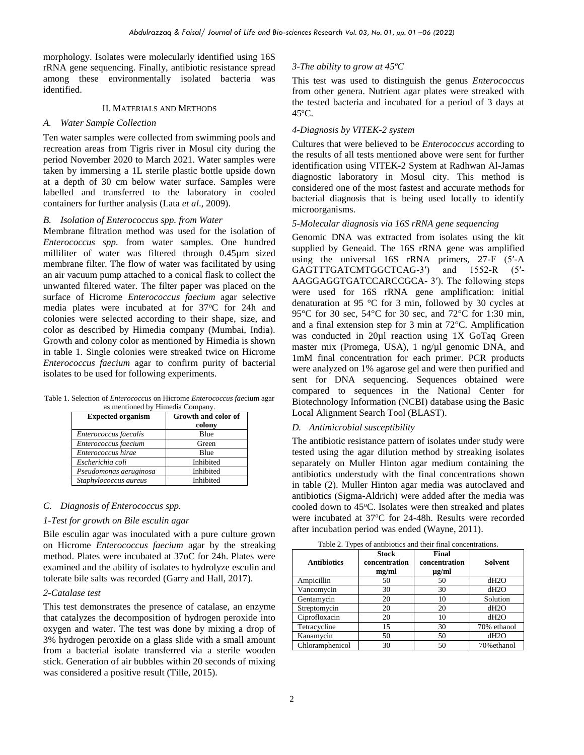morphology. Isolates were molecularly identified using 16S rRNA gene sequencing. Finally, antibiotic resistance spread among these environmentally isolated bacteria was identified.

## II. Materials and Methods

### A. Water Sample Collection

Ten water samples were collected from swimming pools and recreation areas from Tigris river in Mosul city during the period November 2020 to March 2021. Water samples were taken by immersing a 1L sterile plastic bottle upside down at a depth of 30 cm below water surface. Samples were labelled and transferred to the laboratory in cooled containers for further analysis (Lata *et al*., 2009).

### B. Isolation of *Enterococcus spp.* from Water

Membrane filtration method was used for the isolation of *Enterococcus spp.* from water samples. One hundred milliliter of water was filtered through 0.45µm sized membrane filter. The flow of water was facilitated by using an air vacuum pump attached to a conical flask to collect the unwanted filtered water. The filter paper was placed on the surface of Hicrome *Enterococcus faecium* agar selective media plates were incubated at for 37°C for 24h and colonies were selected according to their shape, size, and color as described by Himedia company (Mumbai, India). Growth and colony color as mentioned by Himedia is shown in table 1. Single colonies were streaked twice on Hicrome *Enterococcus faecium* agar to confirm purity of bacterial isolates to be used for following experiments.

Table 1. Selection of *Enterococcus* on Hicrome *Enterococcus fae*cium agar as mentioned by Himedia Company.

| Expected organism | Growth and color of colony |
|---|---|
| *Enterococcus faecalis* | Blue |
| *Enterococcus faecium* | Green |
| *Enterococcus hirae* | Blue |
| *Escherichia coli* | Inhibited |
| *Pseudomonas aeruginosa* | Inhibited |
| *Staphylococcus aureus* | Inhibited |

### C. Diagnosis of *Enterococcus spp.*

#### 1-Test for growth on Bile esculin agar

Bile esculin agar was inoculated with a pure culture grown on Hicrome *Enterococcus faecium* agar by the streaking method. Plates were incubated at 37oC for 24h. Plates were examined and the ability of isolates to hydrolyze esculin and tolerate bile salts was recorded (Garry and Hall, 2017).

#### 2-Catalase test

This test demonstrates the presence of catalase, an enzyme that catalyzes the decomposition of hydrogen peroxide into oxygen and water. The test was done by mixing a drop of 3% hydrogen peroxide on a glass slide with a small amount from a bacterial isolate transferred via a sterile wooden stick. Generation of air bubbles within 20 seconds of mixing was considered a positive result (Tille, 2015).

#### 3-The ability to grow at 45ºC

This test was used to distinguish the genus *Enterococcus* from other genera. Nutrient agar plates were streaked with the tested bacteria and incubated for a period of 3 days at 45ºC.

#### 4-Diagnosis by VITEK-2 system

Cultures that were believed to be *Enterococcus* according to the results of all tests mentioned above were sent for further identification using VITEK-2 System at Radhwan Al-Jamas diagnostic laboratory in Mosul city. This method is considered one of the most fastest and accurate methods for bacterial diagnosis that is being used locally to identify microorganisms.

#### 5-Molecular diagnosis via 16S rRNA gene sequencing

Genomic DNA was extracted from isolates using the kit supplied by Geneaid. The 16S rRNA gene was amplified using the universal 16S rRNA primers, 27-F (5′-A GAGTTTGATCMTGGCTCAG-3′) and 1552-R (5′-AAGGAGGTGATCCARCCGCA- 3′). The following steps were used for 16S rRNA gene amplification: initial denaturation at 95 °C for 3 min, followed by 30 cycles at 95°C for 30 sec, 54°C for 30 sec, and 72°C for 1:30 min, and a final extension step for 3 min at 72°C. Amplification was conducted in 20µl reaction using 1X GoTaq Green master mix (Promega, USA), 1 ng/µl genomic DNA, and 1mM final concentration for each primer. PCR products were analyzed on 1% agarose gel and were then purified and sent for DNA sequencing. Sequences obtained were compared to sequences in the National Center for Biotechnology Information (NCBI) database using the Basic Local Alignment Search Tool (BLAST).

### D. Antimicrobial susceptibility

The antibiotic resistance pattern of isolates under study were tested using the agar dilution method by streaking isolates separately on Muller Hinton agar medium containing the antibiotics understudy with the final concentrations shown in table (2). Muller Hinton agar media was autoclaved and antibiotics (Sigma-Aldrich) were added after the media was cooled down to 45°C. Isolates were then streaked and plates were incubated at 37°C for 24-48h. Results were recorded after incubation period was ended (Wayne, 2011).

Table 2. Types of antibiotics and their final concentrations.

| Antibiotics | Stock concentration mg/ml | Final concentration µg/ml | Solvent |
|---|---|---|---|
| Ampicillin | 50 | 50 | dH2O |
| Vancomycin | 30 | 30 | dH2O |
| Gentamycin | 20 | 10 | Solution |
| Streptomycin | 20 | 20 | dH2O |
| Ciprofloxacin | 20 | 10 | dH2O |
| Tetracycline | 15 | 30 | 70% ethanol |
| Kanamycin | 50 | 50 | dH2O |
| Chloramphenicol | 30 | 50 | 70%ethanol |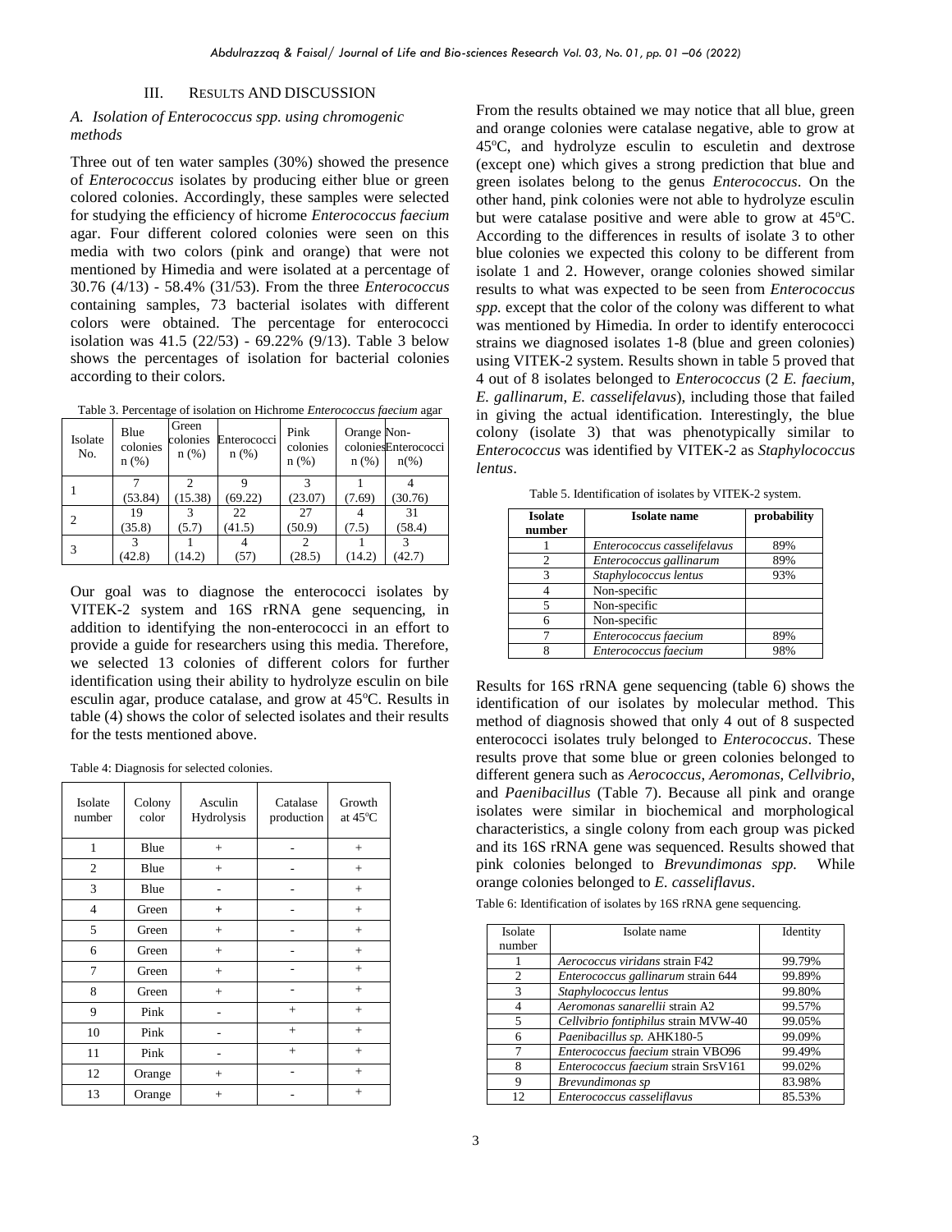## III. Results and Discussion

### A. Isolation of Enterococcus spp. using chromogenic methods

Three out of ten water samples (30%) showed the presence of *Enterococcus* isolates by producing either blue or green colored colonies. Accordingly, these samples were selected for studying the efficiency of hicrome *Enterococcus faecium* agar. Four different colored colonies were seen on this media with two colors (pink and orange) that were not mentioned by Himedia and were isolated at a percentage of 30.76 (4/13) - 58.4% (31/53). From the three *Enterococcus* containing samples, 73 bacterial isolates with different colors were obtained. The percentage for enterococci isolation was 41.5 (22/53) - 69.22% (9/13). Table 3 below shows the percentages of isolation for bacterial colonies according to their colors.

Table 3. Percentage of isolation on Hichrome *Enterococcus faecium* agar

| Isolate No. | Blue colonies n (%) | Green colonies n (%) | Enterococci n (%) | Pink colonies n (%) | Orange colonies n (%) | Non-Enterococci n(%) |
|---|---|---|---|---|---|---|
| 1 | 7 (53.84) | 2 (15.38) | 9 (69.22) | 3 (23.07) | 1 (7.69) | 4 (30.76) |
| 2 | 19 (35.8) | 3 (5.7) | 22 (41.5) | 27 (50.9) | 4 (7.5) | 31 (58.4) |
| 3 | 3 (42.8) | 1 (14.2) | 4 (57) | 2 (28.5) | 1 (14.2) | 3 (42.7) |

Our goal was to diagnose the enterococci isolates by VITEK-2 system and 16S rRNA gene sequencing, in addition to identifying the non-enterococci in an effort to provide a guide for researchers using this media. Therefore, we selected 13 colonies of different colors for further identification using their ability to hydrolyze esculin on bile esculin agar, produce catalase, and grow at 45°C. Results in table (4) shows the color of selected isolates and their results for the tests mentioned above.

Table 4: Diagnosis for selected colonies.

| Isolate number | Colony color | Asculin Hydrolysis | Catalase production | Growth at 45°C |
|---|---|---|---|---|
| 1 | Blue | + | - | + |
| 2 | Blue | + | - | + |
| 3 | Blue | - | - | + |
| 4 | Green | + | - | + |
| 5 | Green | + | - | + |
| 6 | Green | + | - | + |
| 7 | Green | + | - | + |
| 8 | Green | + | - | + |
| 9 | Pink | - | + | + |
| 10 | Pink | - | + | + |
| 11 | Pink | - | + | + |
| 12 | Orange | + | - | + |
| 13 | Orange | + | - | + |

From the results obtained we may notice that all blue, green and orange colonies were catalase negative, able to grow at 45°C, and hydrolyze esculin to esculetin and dextrose (except one) which gives a strong prediction that blue and green isolates belong to the genus *Enterococcus*. On the other hand, pink colonies were not able to hydrolyze esculin but were catalase positive and were able to grow at 45°C. According to the differences in results of isolate 3 to other blue colonies we expected this colony to be different from isolate 1 and 2. However, orange colonies showed similar results to what was expected to be seen from *Enterococcus spp.* except that the color of the colony was different to what was mentioned by Himedia. In order to identify enterococci strains we diagnosed isolates 1-8 (blue and green colonies) using VITEK-2 system. Results shown in table 5 proved that 4 out of 8 isolates belonged to *Enterococcus* (2 *E. faecium*, *E. gallinarum*, *E. casselifelavus*), including those that failed in giving the actual identification. Interestingly, the blue colony (isolate 3) that was phenotypically similar to *Enterococcus* was identified by VITEK-2 as *Staphylococcus lentus*.

Table 5. Identification of isolates by VITEK-2 system.

| Isolate number | Isolate name | probability |
|---|---|---|
| 1 | *Enterococcus casselifelavus* | 89% |
| 2 | *Enterococcus gallinarum* | 89% |
| 3 | *Staphylococcus lentus* | 93% |
| 4 | Non-specific | |
| 5 | Non-specific | |
| 6 | Non-specific | |
| 7 | *Enterococcus faecium* | 89% |
| 8 | *Enterococcus faecium* | 98% |

Results for 16S rRNA gene sequencing (table 6) shows the identification of our isolates by molecular method. This method of diagnosis showed that only 4 out of 8 suspected enterococci isolates truly belonged to *Enterococcus*. These results prove that some blue or green colonies belonged to different genera such as *Aerococcus*, *Aeromonas*, *Cellvibrio*, and *Paenibacillus* (Table 7). Because all pink and orange isolates were similar in biochemical and morphological characteristics, a single colony from each group was picked and its 16S rRNA gene was sequenced. Results showed that pink colonies belonged to *Brevundimonas spp.* While orange colonies belonged to *E. casseliflavus*.

Table 6: Identification of isolates by 16S rRNA gene sequencing.

| Isolate number | Isolate name | Identity |
|---|---|---|
| 1 | *Aerococcus viridans* strain F42 | 99.79% |
| 2 | *Enterococcus gallinarum* strain 644 | 99.89% |
| 3 | *Staphylococcus lentus* | 99.80% |
| 4 | *Aeromonas sanarellii* strain A2 | 99.57% |
| 5 | *Cellvibrio fontiphilus* strain MVW-40 | 99.05% |
| 6 | *Paenibacillus sp.* AHK180-5 | 99.09% |
| 7 | *Enterococcus faecium* strain VBO96 | 99.49% |
| 8 | *Enterococcus faecium* strain SrsV161 | 99.02% |
| 9 | *Brevundimonas sp* | 83.98% |
| 12 | *Enterococcus casseliflavus* | 85.53% |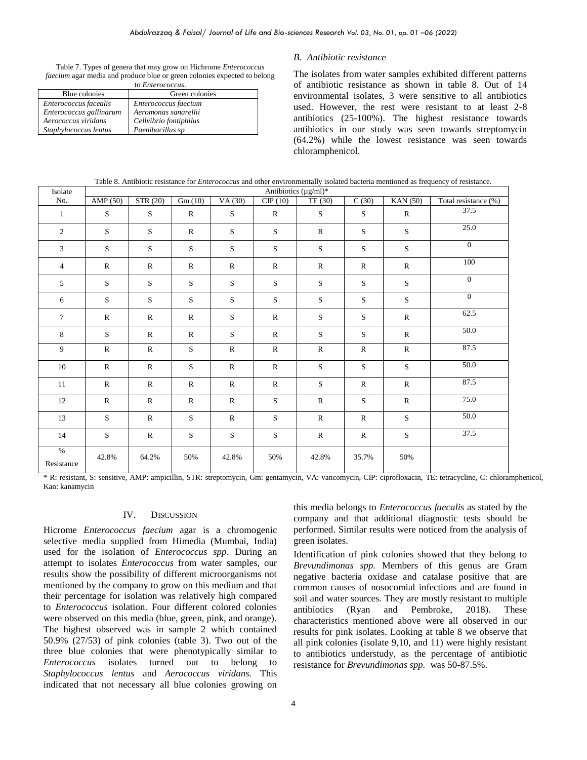Table 7. Types of genera that may grow on Hichrome *Enterococcus faecium* agar media and produce blue or green colonies expected to belong to *Enterococcus*.

| Blue colonies | Green colonies |
|---|---|
| *Enterococcus facealis* | *Enterococcus faecium* |
| *Enterococcus gallinarum* | *Aeromonas sanarellii* |
| *Aerococcus viridans* | *Cellvibrio fontiphilus* |
| *Staphylococcus lentus* | *Paenibacillus sp* |

### B. Antibiotic resistance

The isolates from water samples exhibited different patterns of antibiotic resistance as shown in table 8. Out of 14 environmental isolates, 3 were sensitive to all antibiotics used. However, the rest were resistant to at least 2-8 antibiotics (25-100%). The highest resistance towards antibiotics in our study was seen towards streptomycin (64.2%) while the lowest resistance was seen towards chloramphenicol.

Table 8. Antibiotic resistance for *Enterococcus* and other environmentally isolated bacteria mentioned as frequency of resistance.

| Isolate No. | Antibiotics (µg/ml)* | | | | | | | | |
|---|---|---|---|---|---|---|---|---|---|
| | AMP (50) | STR (20) | Gm (10) | VA (30) | CIP (10) | TE (30) | C (30) | KAN (50) | Total resistance (%) |
| 1 | S | S | R | S | R | S | S | R | 37.5 |
| 2 | S | S | R | S | S | R | S | S | 25.0 |
| 3 | S | S | S | S | S | S | S | S | 0 |
| 4 | R | R | R | R | R | R | R | R | 100 |
| 5 | S | S | S | S | S | S | S | S | 0 |
| 6 | S | S | S | S | S | S | S | S | 0 |
| 7 | R | R | R | S | R | S | S | R | 62.5 |
| 8 | S | R | R | S | R | S | S | R | 50.0 |
| 9 | R | R | S | R | R | R | R | R | 87.5 |
| 10 | R | R | S | R | R | S | S | S | 50.0 |
| 11 | R | R | R | R | R | S | R | R | 87.5 |
| 12 | R | R | R | R | S | R | S | R | 75.0 |
| 13 | S | R | S | R | S | R | R | S | 50.0 |
| 14 | S | R | S | S | S | R | R | S | 37.5 |
| % Resistance | 42.8% | 64.2% | 50% | 42.8% | 50% | 42.8% | 35.7% | 50% | |

\* R: resistant, S: sensitive, AMP: ampicillin, STR: streptomycin, Gm: gentamycin, VA: vancomycin, CIP: ciprofloxacin, TE: tetracycline, C: chloramphenicol, Kan: kanamycin

## IV. Discussion

Hicrome *Enterococcus faecium* agar is a chromogenic selective media supplied from Himedia (Mumbai, India) used for the isolation of *Enterococcus spp*. During an attempt to isolates *Enterococcus* from water samples, our results show the possibility of different microorganisms not mentioned by the company to grow on this medium and that their percentage for isolation was relatively high compared to *Enterococcus* isolation. Four different colored colonies were observed on this media (blue, green, pink, and orange). The highest observed was in sample 2 which contained 50.9% (27/53) of pink colonies (table 3). Two out of the three blue colonies that were phenotypically similar to *Enterococcus* isolates turned out to belong to *Staphylococcus lentus* and *Aerococcus viridans.* This indicated that not necessary all blue colonies growing on this media belongs to *Enterococcus faecalis* as stated by the company and that additional diagnostic tests should be performed. Similar results were noticed from the analysis of green isolates.

Identification of pink colonies showed that they belong to *Brevundimonas spp.* Members of this genus are Gram negative bacteria oxidase and catalase positive that are common causes of nosocomial infections and are found in soil and water sources. They are mostly resistant to multiple antibiotics (Ryan and Pembroke, 2018). These characteristics mentioned above were all observed in our results for pink isolates. Looking at table 8 we observe that all pink colonies (isolate 9,10, and 11) were highly resistant to antibiotics understudy, as the percentage of antibiotic resistance for *Brevundimonas spp.* was 50-87.5%.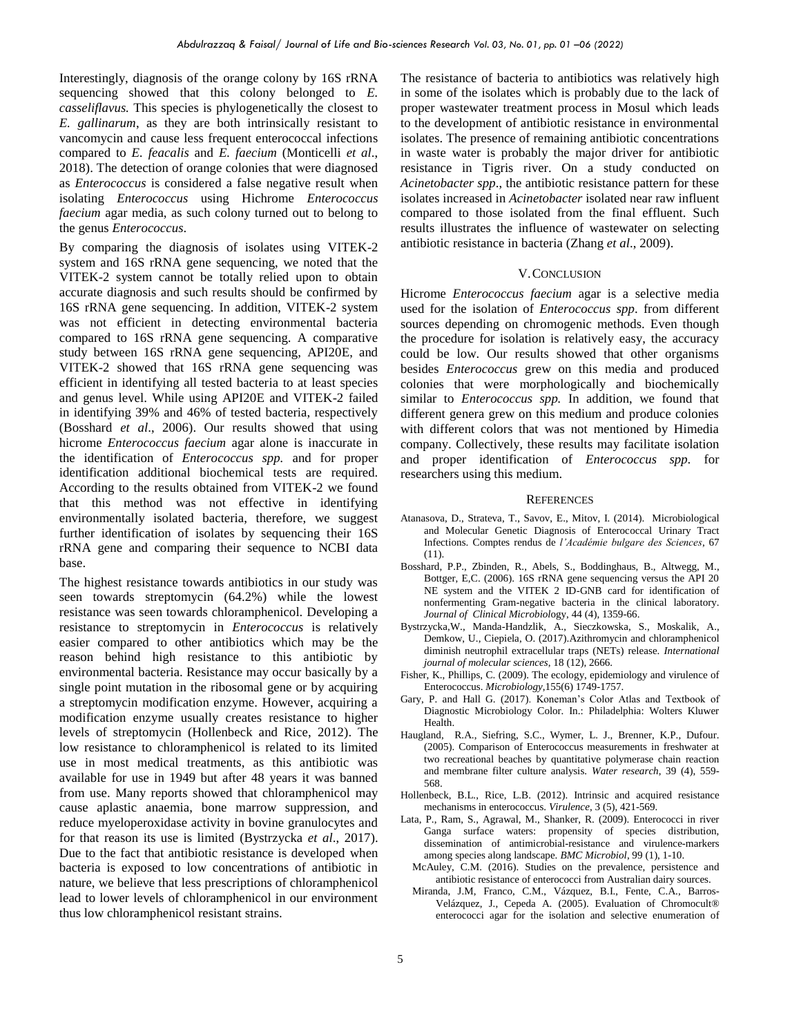Interestingly, diagnosis of the orange colony by 16S rRNA sequencing showed that this colony belonged to *E. casseliflavus.* This species is phylogenetically the closest to *E. gallinarum*, as they are both intrinsically resistant to vancomycin and cause less frequent enterococcal infections compared to *E. feacalis* and *E. faecium* (Monticelli *et al*., 2018). The detection of orange colonies that were diagnosed as *Enterococcus* is considered a false negative result when isolating *Enterococcus* using Hichrome *Enterococcus faecium* agar media, as such colony turned out to belong to the genus *Enterococcus*.

By comparing the diagnosis of isolates using VITEK-2 system and 16S rRNA gene sequencing, we noted that the VITEK-2 system cannot be totally relied upon to obtain accurate diagnosis and such results should be confirmed by 16S rRNA gene sequencing. In addition, VITEK-2 system was not efficient in detecting environmental bacteria compared to 16S rRNA gene sequencing. A comparative study between 16S rRNA gene sequencing, API20E, and VITEK-2 showed that 16S rRNA gene sequencing was efficient in identifying all tested bacteria to at least species and genus level. While using API20E and VITEK-2 failed in identifying 39% and 46% of tested bacteria, respectively (Bosshard *et al*., 2006). Our results showed that using hicrome *Enterococcus faecium* agar alone is inaccurate in the identification of *Enterococcus spp.* and for proper identification additional biochemical tests are required. According to the results obtained from VITEK-2 we found that this method was not effective in identifying environmentally isolated bacteria, therefore, we suggest further identification of isolates by sequencing their 16S rRNA gene and comparing their sequence to NCBI data base.

The highest resistance towards antibiotics in our study was seen towards streptomycin (64.2%) while the lowest resistance was seen towards chloramphenicol. Developing a resistance to streptomycin in *Enterococcus* is relatively easier compared to other antibiotics which may be the reason behind high resistance to this antibiotic by environmental bacteria. Resistance may occur basically by a single point mutation in the ribosomal gene or by acquiring a streptomycin modification enzyme. However, acquiring a modification enzyme usually creates resistance to higher levels of streptomycin (Hollenbeck and Rice, 2012). The low resistance to chloramphenicol is related to its limited use in most medical treatments, as this antibiotic was available for use in 1949 but after 48 years it was banned from use. Many reports showed that chloramphenicol may cause aplastic anaemia, bone marrow suppression, and reduce myeloperoxidase activity in bovine granulocytes and for that reason its use is limited (Bystrzycka *et al*., 2017). Due to the fact that antibiotic resistance is developed when bacteria is exposed to low concentrations of antibiotic in nature, we believe that less prescriptions of chloramphenicol lead to lower levels of chloramphenicol in our environment thus low chloramphenicol resistant strains.

The resistance of bacteria to antibiotics was relatively high in some of the isolates which is probably due to the lack of proper wastewater treatment process in Mosul which leads to the development of antibiotic resistance in environmental isolates. The presence of remaining antibiotic concentrations in waste water is probably the major driver for antibiotic resistance in Tigris river. On a study conducted on *Acinetobacter spp*., the antibiotic resistance pattern for these isolates increased in *Acinetobacter* isolated near raw influent compared to those isolated from the final effluent. Such results illustrates the influence of wastewater on selecting antibiotic resistance in bacteria (Zhang *et al*., 2009).

## V. CONCLUSION

Hicrome *Enterococcus faecium* agar is a selective media used for the isolation of *Enterococcus spp*. from different sources depending on chromogenic methods. Even though the procedure for isolation is relatively easy, the accuracy could be low. Our results showed that other organisms besides *Enterococcus* grew on this media and produced colonies that were morphologically and biochemically similar to *Enterococcus spp.* In addition, we found that different genera grew on this medium and produce colonies with different colors that was not mentioned by Himedia company. Collectively, these results may facilitate isolation and proper identification of *Enterococcus spp.* for researchers using this medium.

## REFERENCES

Atanasova, D., Strateva, T., Savov, E., Mitov, I. (2014). Microbiological and Molecular Genetic Diagnosis of Enterococcal Urinary Tract Infections. Comptes rendus de *l'Académie bulgare des Sciences*, 67 (11).

Bosshard, P.P., Zbinden, R., Abels, S., Boddinghaus, B., Altwegg, M., Bottger, E,C. (2006). 16S rRNA gene sequencing versus the API 20 NE system and the VITEK 2 ID-GNB card for identification of nonfermenting Gram-negative bacteria in the clinical laboratory. *Journal of Clinical Microbiol*ogy, 44 (4), 1359-66.

Bystrzycka,W., Manda-Handzlik, A., Sieczkowska, S., Moskalik, A., Demkow, U., Ciepiela, O. (2017).Azithromycin and chloramphenicol diminish neutrophil extracellular traps (NETs) release. *International journal of molecular sciences*, 18 (12), 2666.

Fisher, K., Phillips, C. (2009). The ecology, epidemiology and virulence of Enterococcus. *Microbiology*,155(6) 1749-1757.

Gary, P. and Hall G. (2017). Koneman's Color Atlas and Textbook of Diagnostic Microbiology Color. In.: Philadelphia: Wolters Kluwer Health.

Haugland, R.A., Siefring, S.C., Wymer, L. J., Brenner, K.P., Dufour. (2005). Comparison of Enterococcus measurements in freshwater at two recreational beaches by quantitative polymerase chain reaction and membrane filter culture analysis. *Water research*, 39 (4), 559-568.

Hollenbeck, B.L., Rice, L.B. (2012). Intrinsic and acquired resistance mechanisms in enterococcus. *Virulence*, 3 (5), 421-569.

Lata, P., Ram, S., Agrawal, M., Shanker, R. (2009). Enterococci in river Ganga surface waters: propensity of species distribution, dissemination of antimicrobial-resistance and virulence-markers among species along landscape. *BMC Microbiol*, 99 (1), 1-10.

McAuley, C.M. (2016). Studies on the prevalence, persistence and antibiotic resistance of enterococci from Australian dairy sources.

Miranda, J.M, Franco, C.M., Vázquez, B.I., Fente, C.A., Barros-Velázquez, J., Cepeda A. (2005). Evaluation of Chromocult® enterococci agar for the isolation and selective enumeration of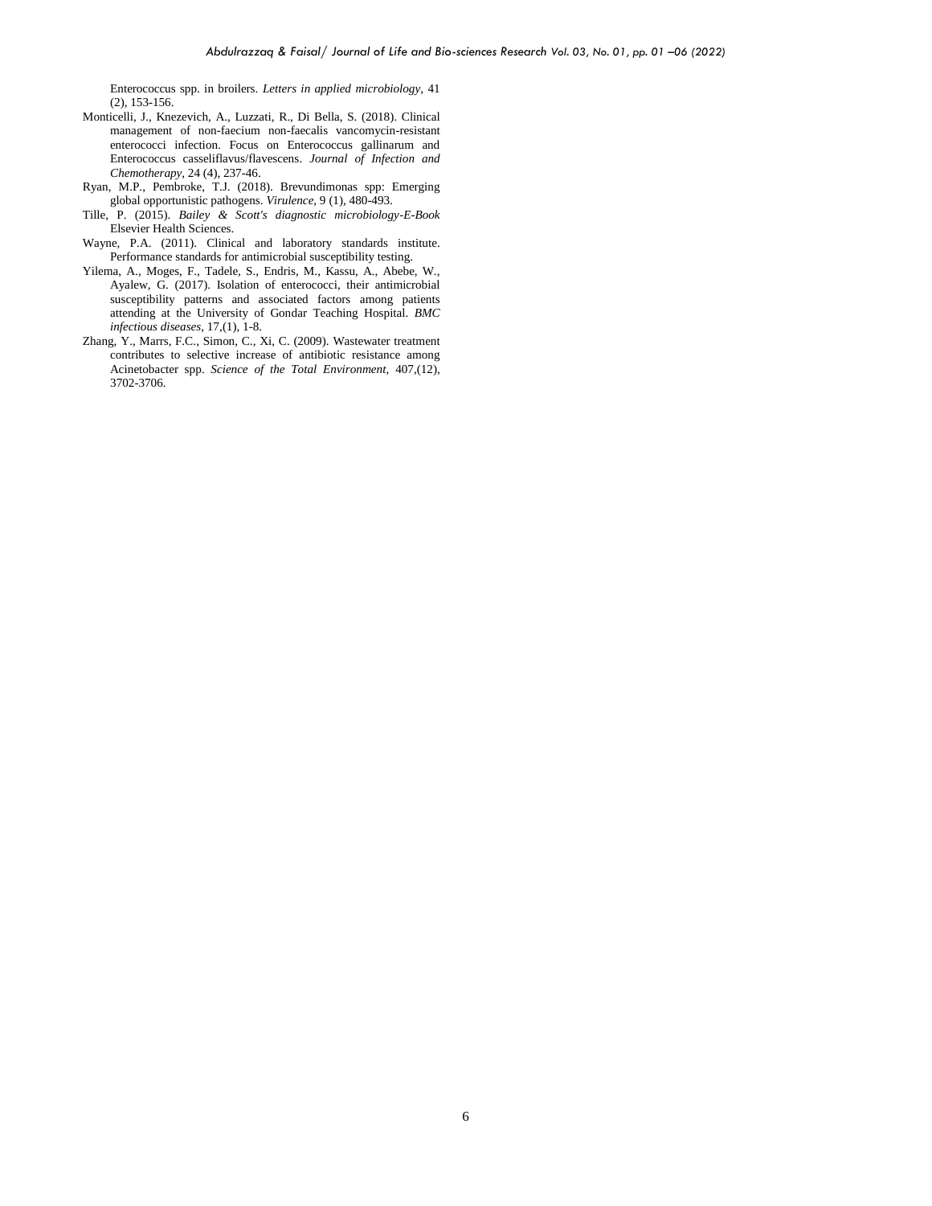Enterococcus spp. in broilers. *Letters in applied microbiology*, 41 (2), 153-156.

Monticelli, J., Knezevich, A., Luzzati, R., Di Bella, S. (2018). Clinical management of non-faecium non-faecalis vancomycin-resistant enterococci infection. Focus on Enterococcus gallinarum and Enterococcus casseliflavus/flavescens. *Journal of Infection and Chemotherapy*, 24 (4), 237-46.

Ryan, M.P., Pembroke, T.J. (2018). Brevundimonas spp: Emerging global opportunistic pathogens. *Virulence*, 9 (1), 480-493.

Tille, P. (2015). *Bailey & Scott's diagnostic microbiology-E-Book* Elsevier Health Sciences.

Wayne, P.A. (2011). Clinical and laboratory standards institute. Performance standards for antimicrobial susceptibility testing.

Yilema, A., Moges, F., Tadele, S., Endris, M., Kassu, A., Abebe, W., Ayalew, G. (2017). Isolation of enterococci, their antimicrobial susceptibility patterns and associated factors among patients attending at the University of Gondar Teaching Hospital. *BMC infectious diseases*, 17,(1), 1-8.

Zhang, Y., Marrs, F.C., Simon, C., Xi, C. (2009). Wastewater treatment contributes to selective increase of antibiotic resistance among Acinetobacter spp. *Science of the Total Environment*, 407,(12), 3702-3706.